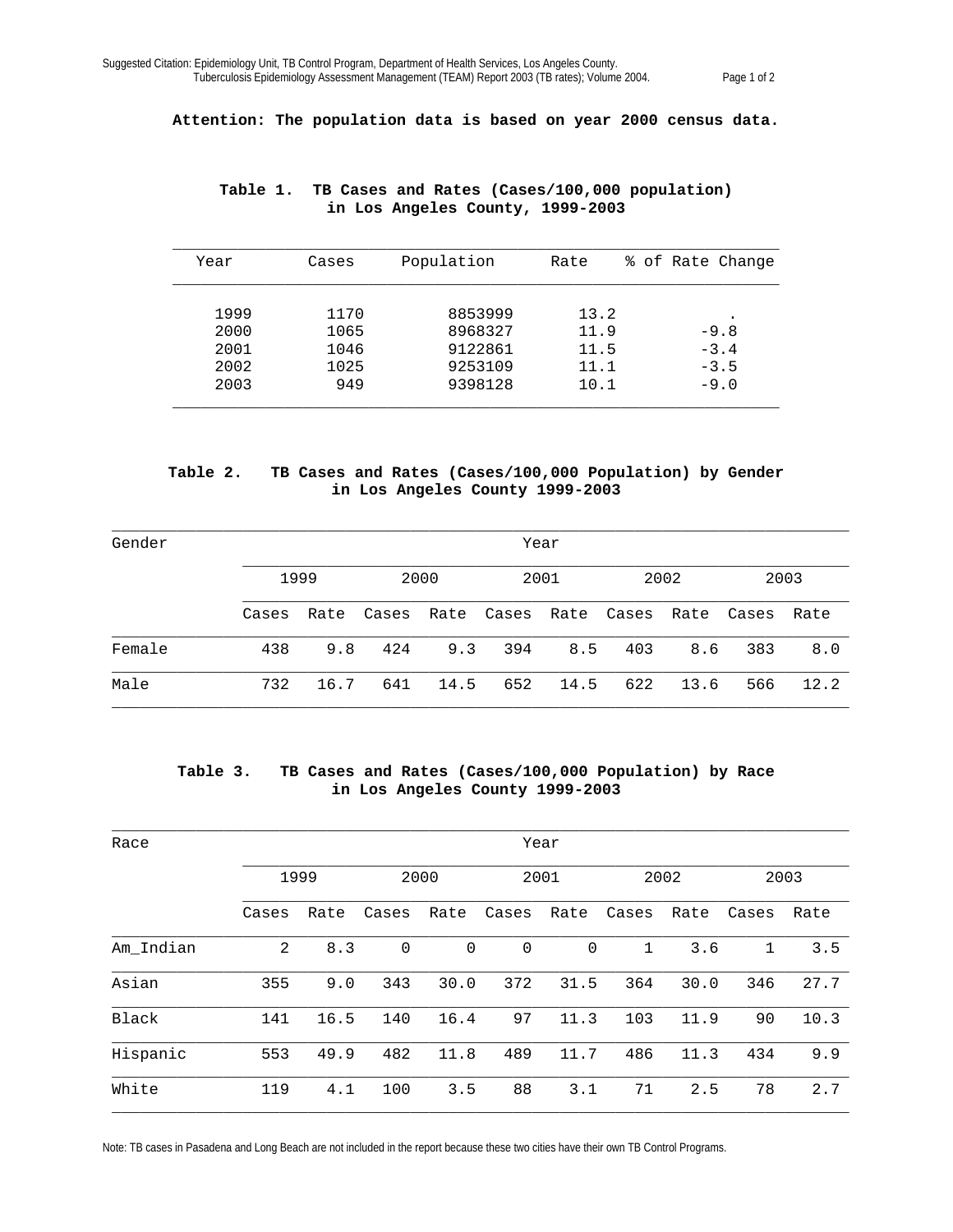**Attention: The population data is based on year 2000 census data.**

**Table 1. TB Cases and Rates (Cases/100,000 population) in Los Angeles County, 1999-2003**

| Year | Cases | Population | Rate | % of Rate Change |
|---|---|---|---|---|
| 1999 | 1170 | 8853999 | 13.2 | . |
| 2000 | 1065 | 8968327 | 11.9 | -9.8 |
| 2001 | 1046 | 9122861 | 11.5 | -3.4 |
| 2002 | 1025 | 9253109 | 11.1 | -3.5 |
| 2003 | 949 | 9398128 | 10.1 | -9.0 |

**Table 2. TB Cases and Rates (Cases/100,000 Population) by Gender in Los Angeles County 1999-2003**

| Gender | Year | | | | | | | | | |
|---|---|---|---|---|---|---|---|---|---|---|
| | 1999 | | 2000 | | 2001 | | 2002 | | 2003 | |
| | Cases | Rate | Cases | Rate | Cases | Rate | Cases | Rate | Cases | Rate |
| Female | 438 | 9.8 | 424 | 9.3 | 394 | 8.5 | 403 | 8.6 | 383 | 8.0 |
| Male | 732 | 16.7 | 641 | 14.5 | 652 | 14.5 | 622 | 13.6 | 566 | 12.2 |

**Table 3. TB Cases and Rates (Cases/100,000 Population) by Race in Los Angeles County 1999-2003**

| Race | Year | | | | | | | | | |
|---|---|---|---|---|---|---|---|---|---|---|
| | 1999 | | 2000 | | 2001 | | 2002 | | 2003 | |
| | Cases | Rate | Cases | Rate | Cases | Rate | Cases | Rate | Cases | Rate |
| Am_Indian | 2 | 8.3 | 0 | 0 | 0 | 0 | 1 | 3.6 | 1 | 3.5 |
| Asian | 355 | 9.0 | 343 | 30.0 | 372 | 31.5 | 364 | 30.0 | 346 | 27.7 |
| Black | 141 | 16.5 | 140 | 16.4 | 97 | 11.3 | 103 | 11.9 | 90 | 10.3 |
| Hispanic | 553 | 49.9 | 482 | 11.8 | 489 | 11.7 | 486 | 11.3 | 434 | 9.9 |
| White | 119 | 4.1 | 100 | 3.5 | 88 | 3.1 | 71 | 2.5 | 78 | 2.7 |

Note: TB cases in Pasadena and Long Beach are not included in the report because these two cities have their own TB Control Programs.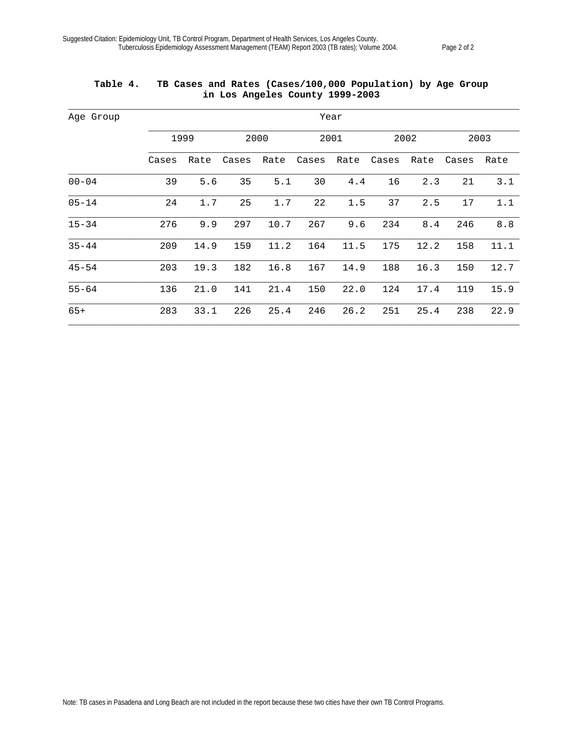**Table 4. TB Cases and Rates (Cases/100,000 Population) by Age Group in Los Angeles County 1999-2003**

| Age Group | Year | | | | | | | | | |
|---|---|---|---|---|---|---|---|---|---|---|
| | 1999 | | 2000 | | 2001 | | 2002 | | 2003 | |
| | Cases | Rate | Cases | Rate | Cases | Rate | Cases | Rate | Cases | Rate |
| 00-04 | 39 | 5.6 | 35 | 5.1 | 30 | 4.4 | 16 | 2.3 | 21 | 3.1 |
| 05-14 | 24 | 1.7 | 25 | 1.7 | 22 | 1.5 | 37 | 2.5 | 17 | 1.1 |
| 15-34 | 276 | 9.9 | 297 | 10.7 | 267 | 9.6 | 234 | 8.4 | 246 | 8.8 |
| 35-44 | 209 | 14.9 | 159 | 11.2 | 164 | 11.5 | 175 | 12.2 | 158 | 11.1 |
| 45-54 | 203 | 19.3 | 182 | 16.8 | 167 | 14.9 | 188 | 16.3 | 150 | 12.7 |
| 55-64 | 136 | 21.0 | 141 | 21.4 | 150 | 22.0 | 124 | 17.4 | 119 | 15.9 |
| 65+ | 283 | 33.1 | 226 | 25.4 | 246 | 26.2 | 251 | 25.4 | 238 | 22.9 |

Note: TB cases in Pasadena and Long Beach are not included in the report because these two cities have their own TB Control Programs.